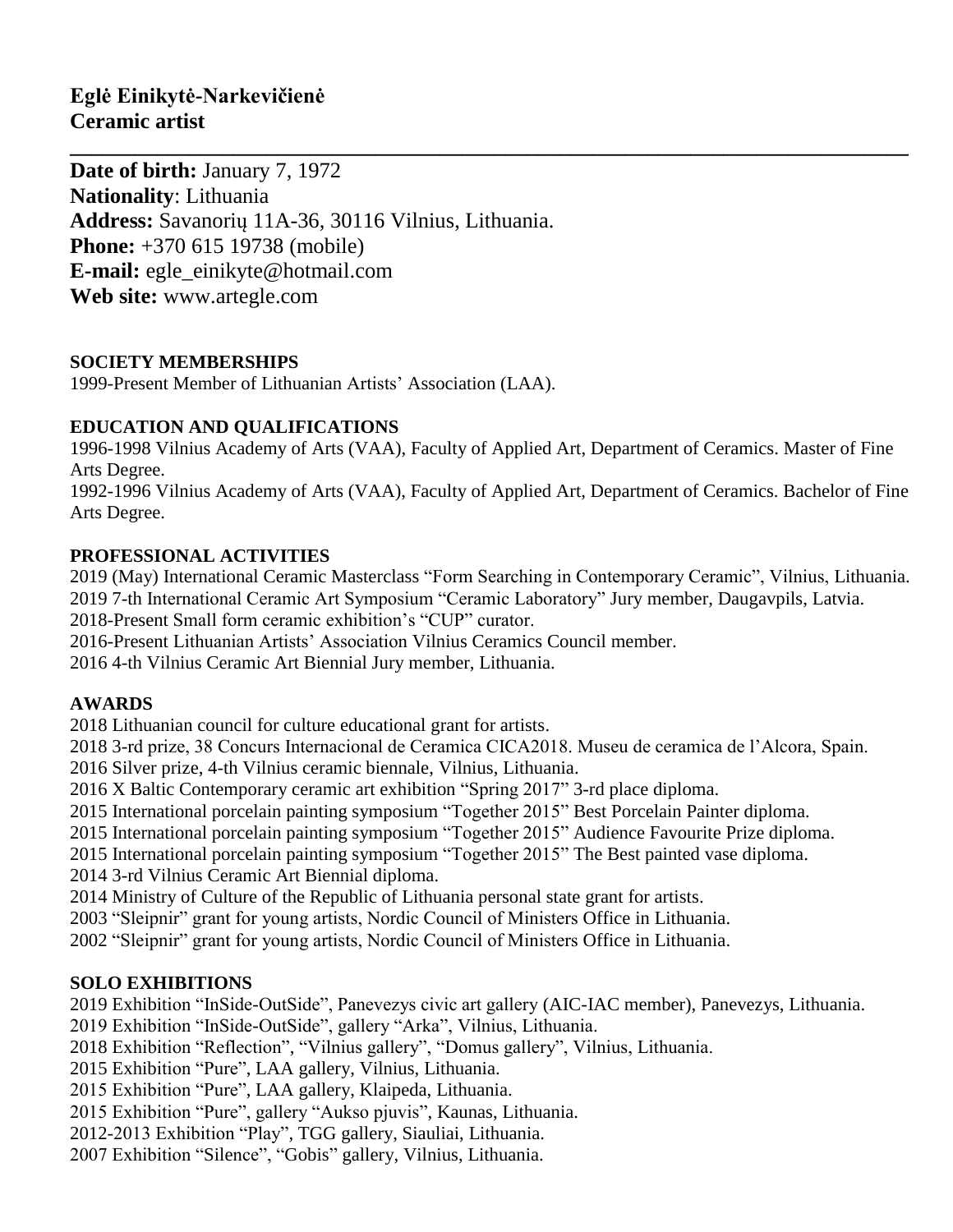**Eglė Einikytė-Narkevičienė**
**Ceramic artist**

---

**Date of birth:** January 7, 1972
**Nationality**: Lithuania
**Address:** Savanorių 11A-36, 30116 Vilnius, Lithuania.
**Phone:** +370 615 19738 (mobile)
**E-mail:** egle_einikyte@hotmail.com
**Web site:** www.artegle.com

### SOCIETY MEMBERSHIPS

1999-Present Member of Lithuanian Artists' Association (LAA).

### EDUCATION AND QUALIFICATIONS

1996-1998 Vilnius Academy of Arts (VAA), Faculty of Applied Art, Department of Ceramics. Master of Fine Arts Degree.
1992-1996 Vilnius Academy of Arts (VAA), Faculty of Applied Art, Department of Ceramics. Bachelor of Fine Arts Degree.

### PROFESSIONAL ACTIVITIES

2019 (May) International Ceramic Masterclass "Form Searching in Contemporary Ceramic", Vilnius, Lithuania.
2019 7-th International Ceramic Art Symposium "Ceramic Laboratory" Jury member, Daugavpils, Latvia.
2018-Present Small form ceramic exhibition's "CUP" curator.
2016-Present Lithuanian Artists' Association Vilnius Ceramics Council member.
2016 4-th Vilnius Ceramic Art Biennial Jury member, Lithuania.

### AWARDS

2018 Lithuanian council for culture educational grant for artists.
2018 3-rd prize, 38 Concurs Internacional de Ceramica CICA2018. Museu de ceramica de l'Alcora, Spain.
2016 Silver prize, 4-th Vilnius ceramic biennale, Vilnius, Lithuania.
2016 X Baltic Contemporary ceramic art exhibition "Spring 2017" 3-rd place diploma.
2015 International porcelain painting symposium "Together 2015" Best Porcelain Painter diploma.
2015 International porcelain painting symposium "Together 2015" Audience Favourite Prize diploma.
2015 International porcelain painting symposium "Together 2015" The Best painted vase diploma.
2014 3-rd Vilnius Ceramic Art Biennial diploma.
2014 Ministry of Culture of the Republic of Lithuania personal state grant for artists.
2003 "Sleipnir" grant for young artists, Nordic Council of Ministers Office in Lithuania.
2002 "Sleipnir" grant for young artists, Nordic Council of Ministers Office in Lithuania.

### SOLO EXHIBITIONS

2019 Exhibition "InSide-OutSide", Panevezys civic art gallery (AIC-IAC member), Panevezys, Lithuania.
2019 Exhibition "InSide-OutSide", gallery "Arka", Vilnius, Lithuania.
2018 Exhibition "Reflection", "Vilnius gallery", "Domus gallery", Vilnius, Lithuania.
2015 Exhibition "Pure", LAA gallery, Vilnius, Lithuania.
2015 Exhibition "Pure", LAA gallery, Klaipeda, Lithuania.
2015 Exhibition "Pure", gallery "Aukso pjuvis", Kaunas, Lithuania.
2012-2013 Exhibition "Play", TGG gallery, Siauliai, Lithuania.
2007 Exhibition "Silence", "Gobis" gallery, Vilnius, Lithuania.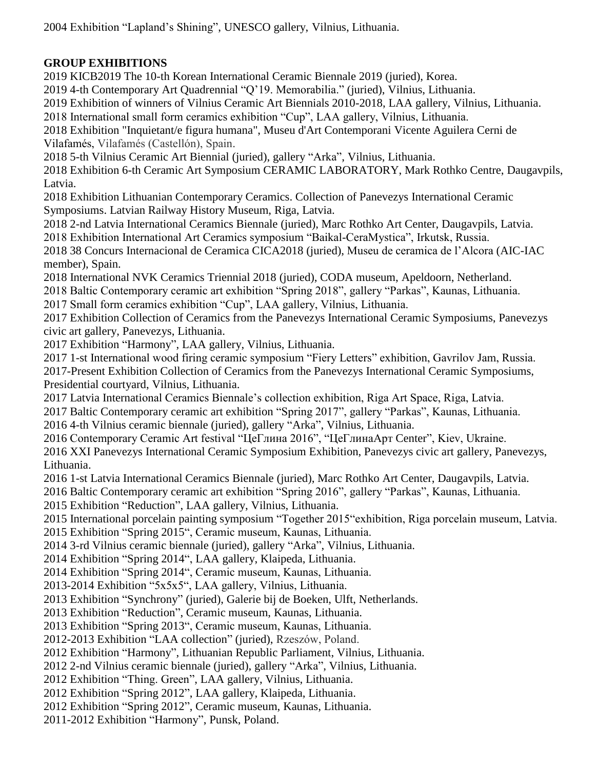2004 Exhibition "Lapland's Shining", UNESCO gallery, Vilnius, Lithuania.

**GROUP EXHIBITIONS**

2019 KICB2019 The 10-th Korean International Ceramic Biennale 2019 (juried), Korea.
2019 4-th Contemporary Art Quadrennial "Q'19. Memorabilia." (juried), Vilnius, Lithuania.
2019 Exhibition of winners of Vilnius Ceramic Art Biennials 2010-2018, LAA gallery, Vilnius, Lithuania.
2018 International small form ceramics exhibition "Cup", LAA gallery, Vilnius, Lithuania.
2018 Exhibition "Inquietant/e figura humana", Museu d'Art Contemporani Vicente Aguilera Cerni de Vilafamés, Vilafamés (Castellón), Spain.
2018 5-th Vilnius Ceramic Art Biennial (juried), gallery "Arka", Vilnius, Lithuania.
2018 Exhibition 6-th Ceramic Art Symposium CERAMIC LABORATORY, Mark Rothko Centre, Daugavpils, Latvia.
2018 Exhibition Lithuanian Contemporary Ceramics. Collection of Panevezys International Ceramic Symposiums. Latvian Railway History Museum, Riga, Latvia.
2018 2-nd Latvia International Ceramics Biennale (juried), Marc Rothko Art Center, Daugavpils, Latvia.
2018 Exhibition International Art Ceramics symposium "Baikal-CeraMystica", Irkutsk, Russia.
2018 38 Concurs Internacional de Ceramica CICA2018 (juried), Museu de ceramica de l'Alcora (AIC-IAC member), Spain.
2018 International NVK Ceramics Triennial 2018 (juried), CODA museum, Apeldoorn, Netherland.
2018 Baltic Contemporary ceramic art exhibition "Spring 2018", gallery "Parkas", Kaunas, Lithuania.
2017 Small form ceramics exhibition "Cup", LAA gallery, Vilnius, Lithuania.
2017 Exhibition Collection of Ceramics from the Panevezys International Ceramic Symposiums, Panevezys civic art gallery, Panevezys, Lithuania.
2017 Exhibition "Harmony", LAA gallery, Vilnius, Lithuania.
2017 1-st International wood firing ceramic symposium "Fiery Letters" exhibition, Gavrilov Jam, Russia.
2017-Present Exhibition Collection of Ceramics from the Panevezys International Ceramic Symposiums, Presidential courtyard, Vilnius, Lithuania.
2017 Latvia International Ceramics Biennale's collection exhibition, Riga Art Space, Riga, Latvia.
2017 Baltic Contemporary ceramic art exhibition "Spring 2017", gallery "Parkas", Kaunas, Lithuania.
2016 4-th Vilnius ceramic biennale (juried), gallery "Arka", Vilnius, Lithuania.
2016 Contemporary Ceramic Art festival "ЦеГлина 2016", "ЦеГлинаАрт Center", Kiev, Ukraine.
2016 XXI Panevezys International Ceramic Symposium Exhibition, Panevezys civic art gallery, Panevezys, Lithuania.
2016 1-st Latvia International Ceramics Biennale (juried), Marc Rothko Art Center, Daugavpils, Latvia.
2016 Baltic Contemporary ceramic art exhibition "Spring 2016", gallery "Parkas", Kaunas, Lithuania.
2015 Exhibition "Reduction", LAA gallery, Vilnius, Lithuania.
2015 International porcelain painting symposium "Together 2015"exhibition, Riga porcelain museum, Latvia.
2015 Exhibition "Spring 2015", Ceramic museum, Kaunas, Lithuania.
2014 3-rd Vilnius ceramic biennale (juried), gallery "Arka", Vilnius, Lithuania.
2014 Exhibition "Spring 2014", LAA gallery, Klaipeda, Lithuania.
2014 Exhibition "Spring 2014", Ceramic museum, Kaunas, Lithuania.
2013-2014 Exhibition "5x5x5", LAA gallery, Vilnius, Lithuania.
2013 Exhibition "Synchrony" (juried), Galerie bij de Boeken, Ulft, Netherlands.
2013 Exhibition "Reduction", Ceramic museum, Kaunas, Lithuania.
2013 Exhibition "Spring 2013", Ceramic museum, Kaunas, Lithuania.
2012-2013 Exhibition "LAA collection" (juried), Rzeszów, Poland.
2012 Exhibition "Harmony", Lithuanian Republic Parliament, Vilnius, Lithuania.
2012 2-nd Vilnius ceramic biennale (juried), gallery "Arka", Vilnius, Lithuania.
2012 Exhibition "Thing. Green", LAA gallery, Vilnius, Lithuania.
2012 Exhibition "Spring 2012", LAA gallery, Klaipeda, Lithuania.
2012 Exhibition "Spring 2012", Ceramic museum, Kaunas, Lithuania.
2011-2012 Exhibition "Harmony", Punsk, Poland.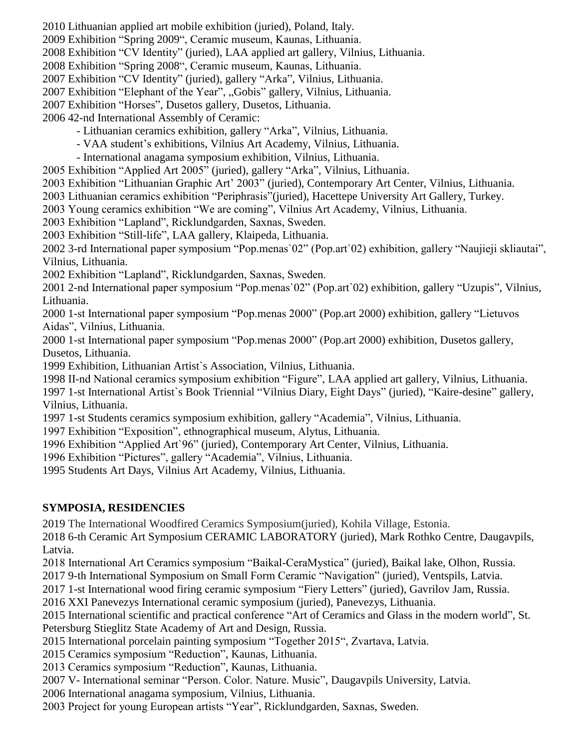2010 Lithuanian applied art mobile exhibition (juried), Poland, Italy.
2009 Exhibition "Spring 2009", Ceramic museum, Kaunas, Lithuania.
2008 Exhibition "CV Identity" (juried), LAA applied art gallery, Vilnius, Lithuania.
2008 Exhibition "Spring 2008", Ceramic museum, Kaunas, Lithuania.
2007 Exhibition "CV Identity" (juried), gallery "Arka", Vilnius, Lithuania.
2007 Exhibition "Elephant of the Year", „Gobis" gallery, Vilnius, Lithuania.
2007 Exhibition "Horses", Dusetos gallery, Dusetos, Lithuania.
2006 42-nd International Assembly of Ceramic:

- Lithuanian ceramics exhibition, gallery "Arka", Vilnius, Lithuania.
- VAA student's exhibitions, Vilnius Art Academy, Vilnius, Lithuania.
- International anagama symposium exhibition, Vilnius, Lithuania.

2005 Exhibition "Applied Art 2005" (juried), gallery "Arka", Vilnius, Lithuania.
2003 Exhibition "Lithuanian Graphic Art' 2003" (juried), Contemporary Art Center, Vilnius, Lithuania.
2003 Lithuanian ceramics exhibition "Periphrasis"(juried), Hacettepe University Art Gallery, Turkey.
2003 Young ceramics exhibition "We are coming", Vilnius Art Academy, Vilnius, Lithuania.
2003 Exhibition "Lapland", Ricklundgarden, Saxnas, Sweden.
2003 Exhibition "Still-life", LAA gallery, Klaipeda, Lithuania.
2002 3-rd International paper symposium "Pop.menas`02" (Pop.art`02) exhibition, gallery "Naujieji skliautai", Vilnius, Lithuania.
2002 Exhibition "Lapland", Ricklundgarden, Saxnas, Sweden.
2001 2-nd International paper symposium "Pop.menas`02" (Pop.art`02) exhibition, gallery "Uzupis", Vilnius, Lithuania.
2000 1-st International paper symposium "Pop.menas 2000" (Pop.art 2000) exhibition, gallery "Lietuvos Aidas", Vilnius, Lithuania.
2000 1-st International paper symposium "Pop.menas 2000" (Pop.art 2000) exhibition, Dusetos gallery, Dusetos, Lithuania.
1999 Exhibition, Lithuanian Artist`s Association, Vilnius, Lithuania.
1998 II-nd National ceramics symposium exhibition "Figure", LAA applied art gallery, Vilnius, Lithuania.
1997 1-st International Artist`s Book Triennial "Vilnius Diary, Eight Days" (juried), "Kaire-desine" gallery, Vilnius, Lithuania.
1997 1-st Students ceramics symposium exhibition, gallery "Academia", Vilnius, Lithuania.
1997 Exhibition "Exposition", ethnographical museum, Alytus, Lithuania.
1996 Exhibition "Applied Art`96" (juried), Contemporary Art Center, Vilnius, Lithuania.
1996 Exhibition "Pictures", gallery "Academia", Vilnius, Lithuania.
1995 Students Art Days, Vilnius Art Academy, Vilnius, Lithuania.

**SYMPOSIA, RESIDENCIES**

2019 The International Woodfired Ceramics Symposium(juried), Kohila Village, Estonia.
2018 6-th Ceramic Art Symposium CERAMIC LABORATORY (juried), Mark Rothko Centre, Daugavpils, Latvia.
2018 International Art Ceramics symposium "Baikal-CeraMystica" (juried), Baikal lake, Olhon, Russia.
2017 9-th International Symposium on Small Form Ceramic "Navigation" (juried), Ventspils, Latvia.
2017 1-st International wood firing ceramic symposium "Fiery Letters" (juried), Gavrilov Jam, Russia.
2016 XXI Panevezys International ceramic symposium (juried), Panevezys, Lithuania.
2015 International scientific and practical conference "Art of Ceramics and Glass in the modern world", St. Petersburg Stieglitz State Academy of Art and Design, Russia.
2015 International porcelain painting symposium "Together 2015", Zvartava, Latvia.
2015 Ceramics symposium "Reduction", Kaunas, Lithuania.
2013 Ceramics symposium "Reduction", Kaunas, Lithuania.
2007 V- International seminar "Person. Color. Nature. Music", Daugavpils University, Latvia.
2006 International anagama symposium, Vilnius, Lithuania.
2003 Project for young European artists "Year", Ricklundgarden, Saxnas, Sweden.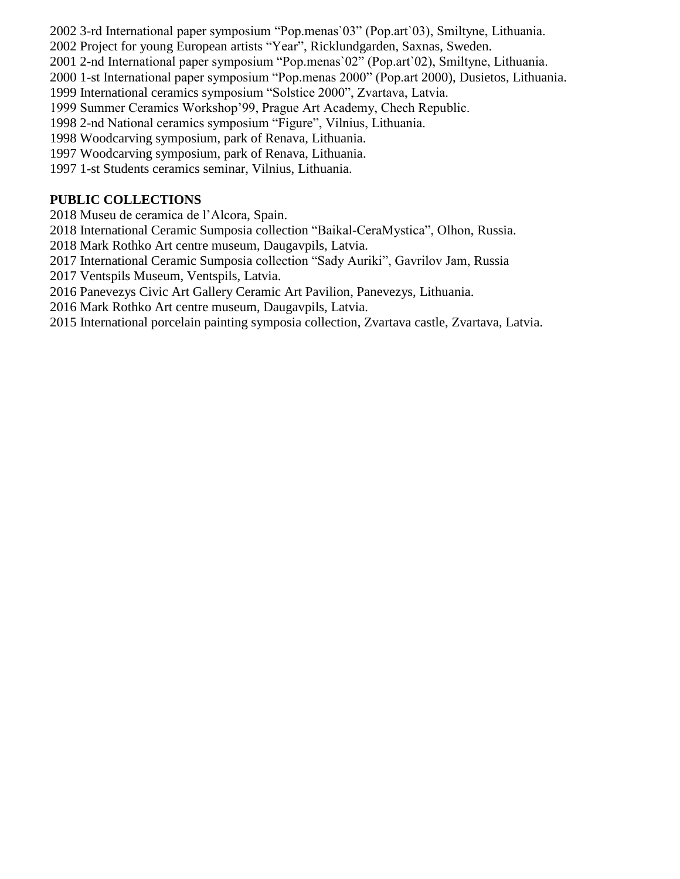2002 3-rd International paper symposium “Pop.menas`03” (Pop.art`03), Smiltyne, Lithuania.
2002 Project for young European artists “Year”, Ricklundgarden, Saxnas, Sweden.
2001 2-nd International paper symposium “Pop.menas`02” (Pop.art`02), Smiltyne, Lithuania.
2000 1-st International paper symposium “Pop.menas 2000” (Pop.art 2000), Dusietos, Lithuania.
1999 International ceramics symposium “Solstice 2000”, Zvartava, Latvia.
1999 Summer Ceramics Workshop’99, Prague Art Academy, Chech Republic.
1998 2-nd National ceramics symposium “Figure”, Vilnius, Lithuania.
1998 Woodcarving symposium, park of Renava, Lithuania.
1997 Woodcarving symposium, park of Renava, Lithuania.
1997 1-st Students ceramics seminar, Vilnius, Lithuania.

**PUBLIC COLLECTIONS**
2018 Museu de ceramica de l’Alcora, Spain.
2018 International Ceramic Sumposia collection “Baikal-CeraMystica”, Olhon, Russia.
2018 Mark Rothko Art centre museum, Daugavpils, Latvia.
2017 International Ceramic Sumposia collection “Sady Auriki”, Gavrilov Jam, Russia
2017 Ventspils Museum, Ventspils, Latvia.
2016 Panevezys Civic Art Gallery Ceramic Art Pavilion, Panevezys, Lithuania.
2016 Mark Rothko Art centre museum, Daugavpils, Latvia.
2015 International porcelain painting symposia collection, Zvartava castle, Zvartava, Latvia.